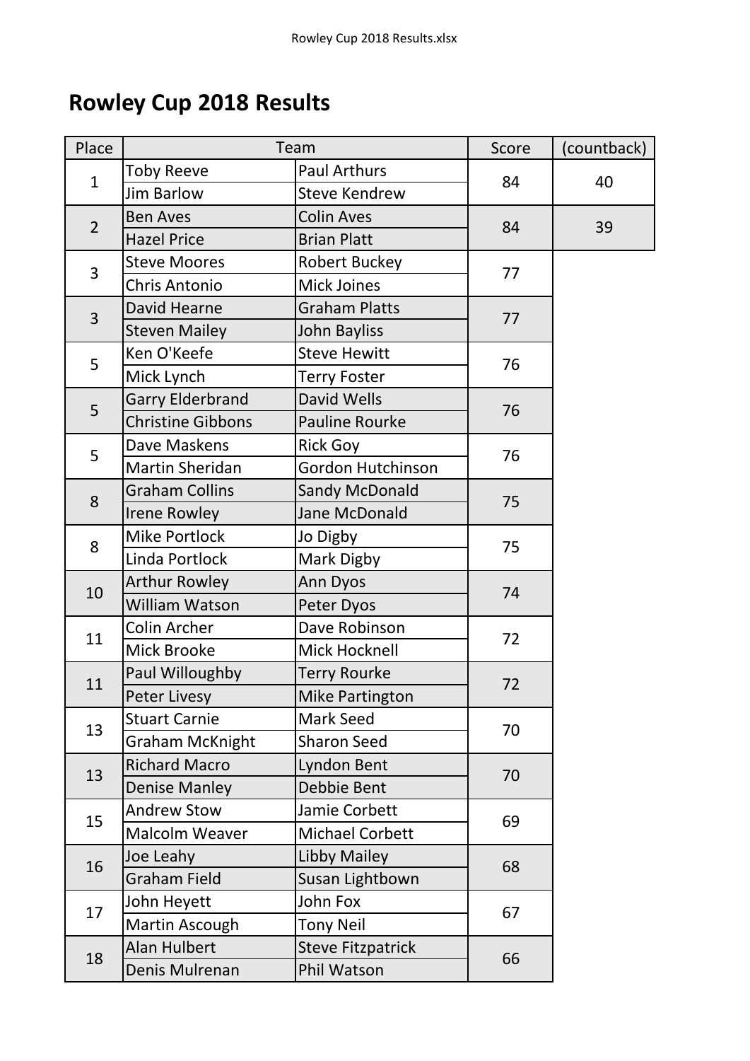# Rowley Cup 2018 Results

| Place | Team | | Score | (countback) |
|---|---|---|---|---|
| 1 | Toby Reeve | Paul Arthurs | 84 | 40 |
| | Jim Barlow | Steve Kendrew | | |
| 2 | Ben Aves | Colin Aves | 84 | 39 |
| | Hazel Price | Brian Platt | | |
| 3 | Steve Moores | Robert Buckey | 77 | |
| | Chris Antonio | Mick Joines | | |
| 3 | David Hearne | Graham Platts | 77 | |
| | Steven Mailey | John Bayliss | | |
| 5 | Ken O'Keefe | Steve Hewitt | 76 | |
| | Mick Lynch | Terry Foster | | |
| 5 | Garry Elderbrand | David Wells | 76 | |
| | Christine Gibbons | Pauline Rourke | | |
| 5 | Dave Maskens | Rick Goy | 76 | |
| | Martin Sheridan | Gordon Hutchinson | | |
| 8 | Graham Collins | Sandy McDonald | 75 | |
| | Irene Rowley | Jane McDonald | | |
| 8 | Mike Portlock | Jo Digby | 75 | |
| | Linda Portlock | Mark Digby | | |
| 10 | Arthur Rowley | Ann Dyos | 74 | |
| | William Watson | Peter Dyos | | |
| 11 | Colin Archer | Dave Robinson | 72 | |
| | Mick Brooke | Mick Hocknell | | |
| 11 | Paul Willoughby | Terry Rourke | 72 | |
| | Peter Livesy | Mike Partington | | |
| 13 | Stuart Carnie | Mark Seed | 70 | |
| | Graham McKnight | Sharon Seed | | |
| 13 | Richard Macro | Lyndon Bent | 70 | |
| | Denise Manley | Debbie Bent | | |
| 15 | Andrew Stow | Jamie Corbett | 69 | |
| | Malcolm Weaver | Michael Corbett | | |
| 16 | Joe Leahy | Libby Mailey | 68 | |
| | Graham Field | Susan Lightbown | | |
| 17 | John Heyett | John Fox | 67 | |
| | Martin Ascough | Tony Neil | | |
| 18 | Alan Hulbert | Steve Fitzpatrick | 66 | |
| | Denis Mulrenan | Phil Watson | | |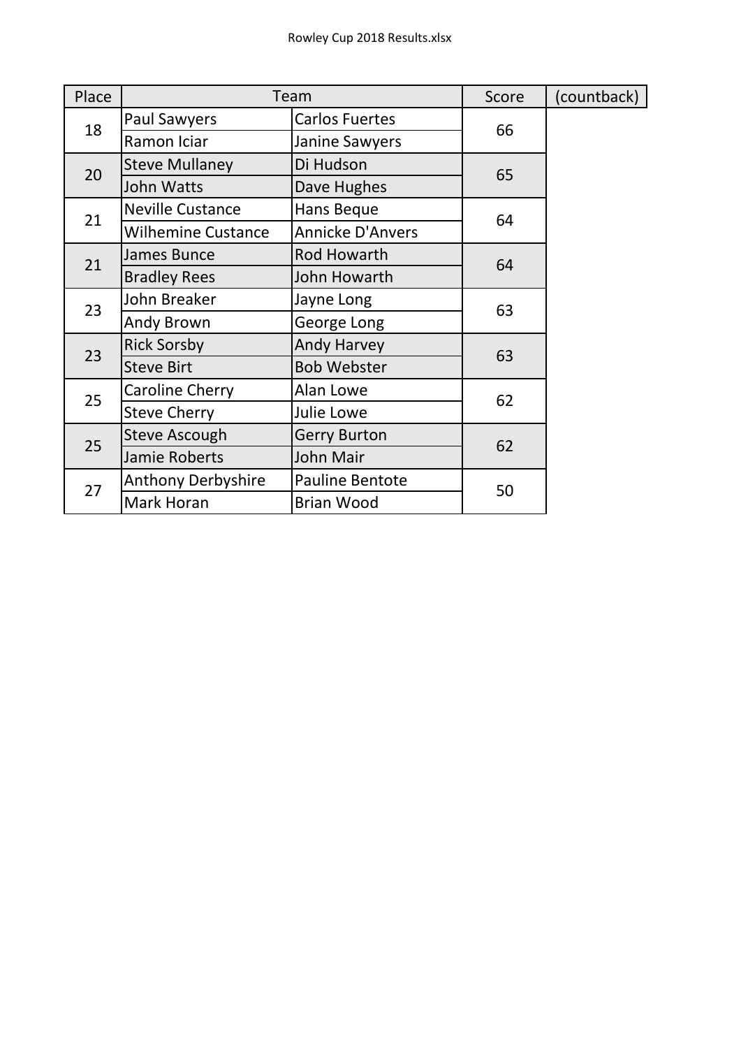| Place | Team | | Score | (countback) |
|---|---|---|---|---|
| 18 | Paul Sawyers | Carlos Fuertes | 66 | |
| | Ramon Iciar | Janine Sawyers | | |
| 20 | Steve Mullaney | Di Hudson | 65 | |
| | John Watts | Dave Hughes | | |
| 21 | Neville Custance | Hans Beque | 64 | |
| | Wilhemine Custance | Annicke D'Anvers | | |
| 21 | James Bunce | Rod Howarth | 64 | |
| | Bradley Rees | John Howarth | | |
| 23 | John Breaker | Jayne Long | 63 | |
| | Andy Brown | George Long | | |
| 23 | Rick Sorsby | Andy Harvey | 63 | |
| | Steve Birt | Bob Webster | | |
| 25 | Caroline Cherry | Alan Lowe | 62 | |
| | Steve Cherry | Julie Lowe | | |
| 25 | Steve Ascough | Gerry Burton | 62 | |
| | Jamie Roberts | John Mair | | |
| 27 | Anthony Derbyshire | Pauline Bentote | 50 | |
| | Mark Horan | Brian Wood | | |